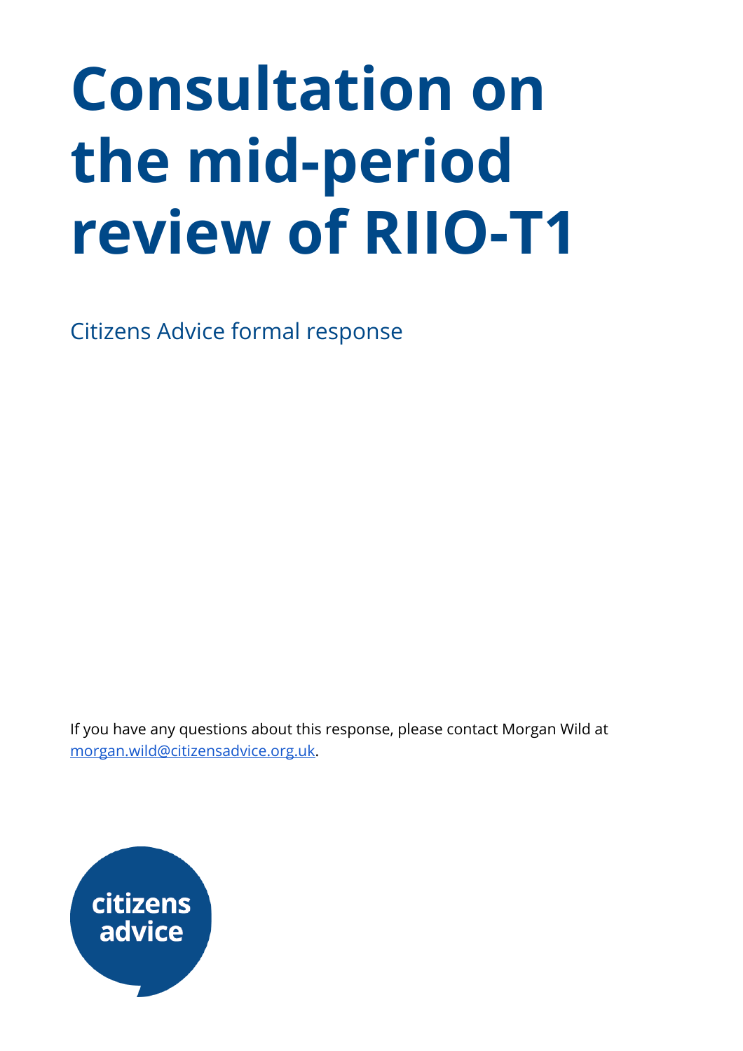# Consultation on the mid-period review of RIIO-T1

Citizens Advice formal response

If you have any questions about this response, please contact Morgan Wild at [morgan.wild@citizensadvice.org.uk](mailto:morgan.wild@citizensadvice.org.uk).

citizens advice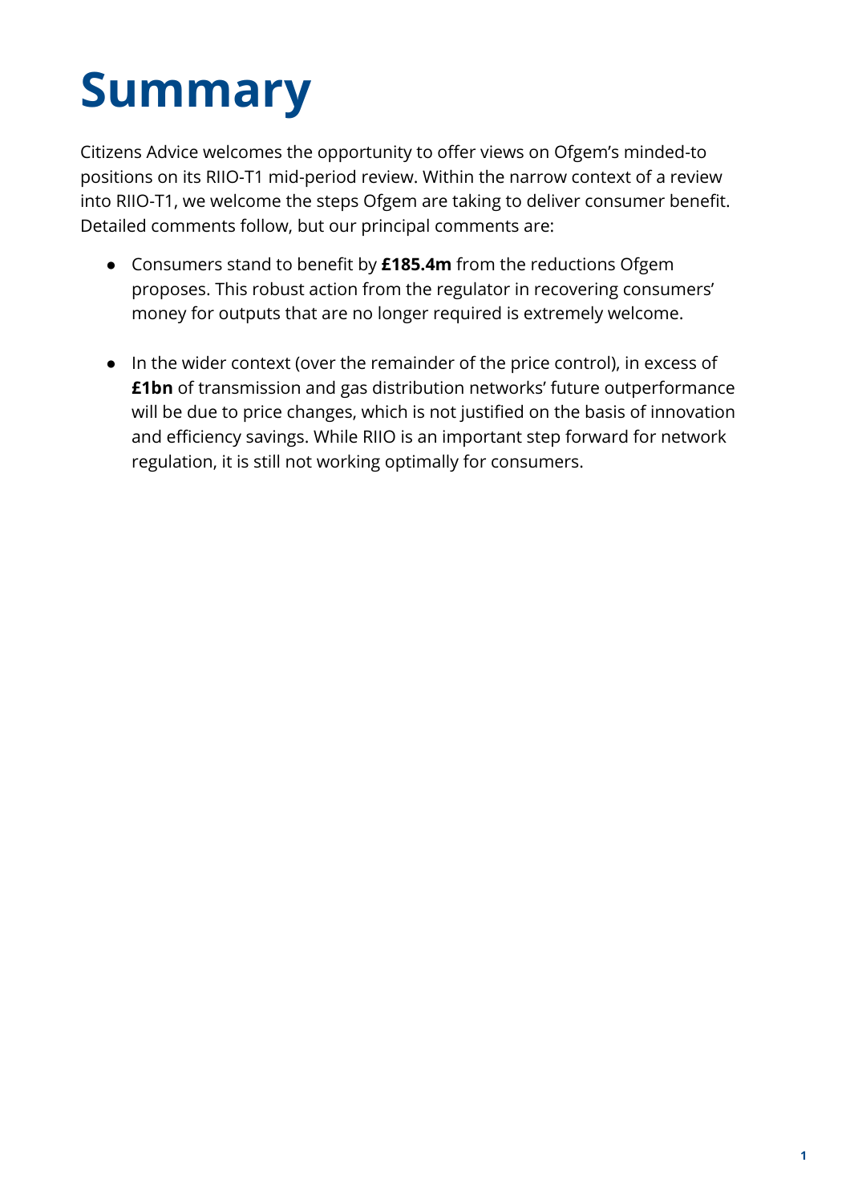# Summary

Citizens Advice welcomes the opportunity to offer views on Ofgem's minded-to positions on its RIIO-T1 mid-period review. Within the narrow context of a review into RIIO-T1, we welcome the steps Ofgem are taking to deliver consumer benefit. Detailed comments follow, but our principal comments are:

- Consumers stand to benefit by **£185.4m** from the reductions Ofgem proposes. This robust action from the regulator in recovering consumers' money for outputs that are no longer required is extremely welcome.

- In the wider context (over the remainder of the price control), in excess of **£1bn** of transmission and gas distribution networks' future outperformance will be due to price changes, which is not justified on the basis of innovation and efficiency savings. While RIIO is an important step forward for network regulation, it is still not working optimally for consumers.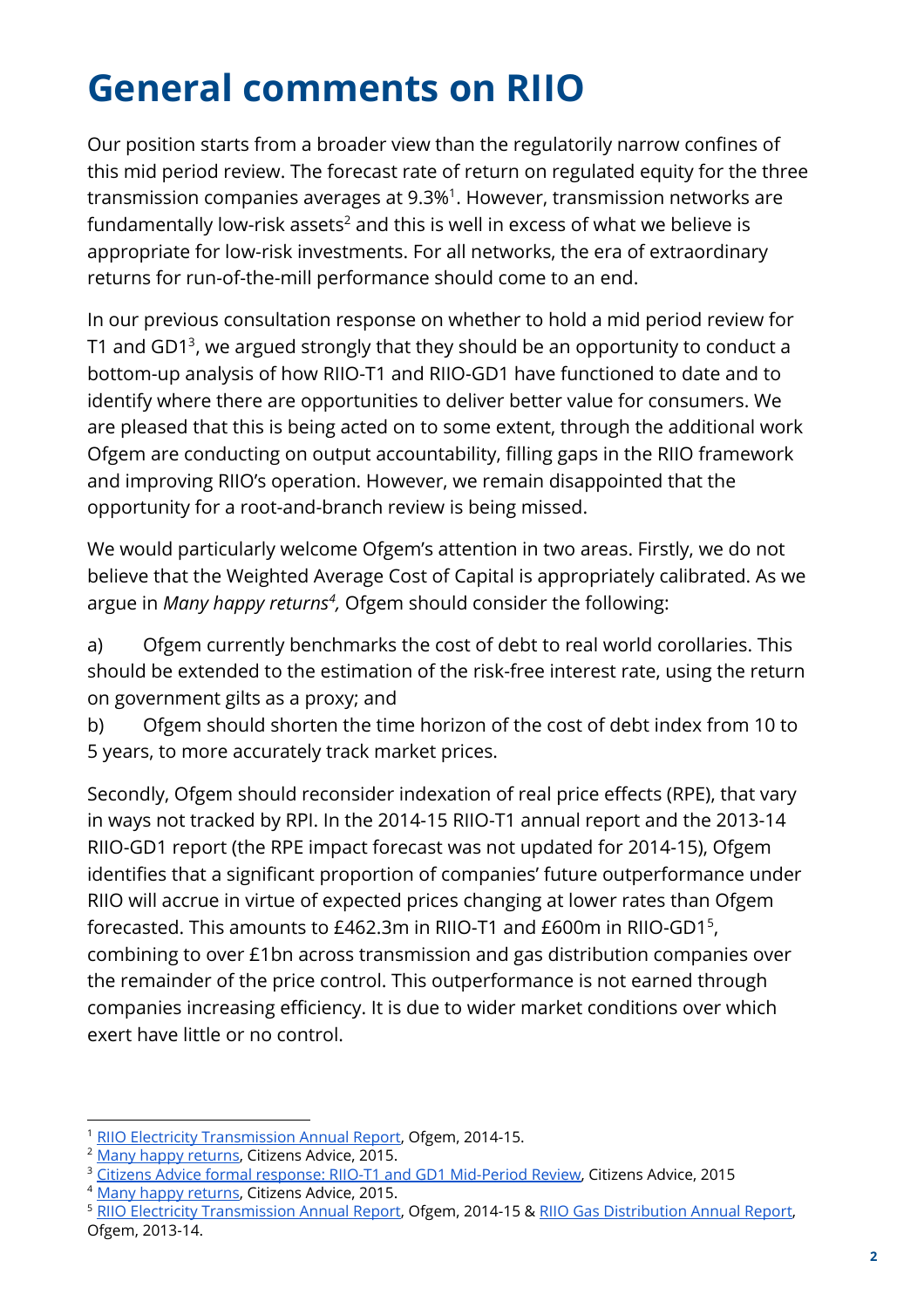# General comments on RIIO

Our position starts from a broader view than the regulatorily narrow confines of this mid period review. The forecast rate of return on regulated equity for the three transmission companies averages at 9.3%[1]. However, transmission networks are fundamentally low-risk assets[2] and this is well in excess of what we believe is appropriate for low-risk investments. For all networks, the era of extraordinary returns for run-of-the-mill performance should come to an end.

In our previous consultation response on whether to hold a mid period review for T1 and GD1[3], we argued strongly that they should be an opportunity to conduct a bottom-up analysis of how RIIO-T1 and RIIO-GD1 have functioned to date and to identify where there are opportunities to deliver better value for consumers. We are pleased that this is being acted on to some extent, through the additional work Ofgem are conducting on output accountability, filling gaps in the RIIO framework and improving RIIO's operation. However, we remain disappointed that the opportunity for a root-and-branch review is being missed.

We would particularly welcome Ofgem's attention in two areas. Firstly, we do not believe that the Weighted Average Cost of Capital is appropriately calibrated. As we argue in *Many happy returns*[4], Ofgem should consider the following:

a) Ofgem currently benchmarks the cost of debt to real world corollaries. This should be extended to the estimation of the risk-free interest rate, using the return on government gilts as a proxy; and

b) Ofgem should shorten the time horizon of the cost of debt index from 10 to 5 years, to more accurately track market prices.

Secondly, Ofgem should reconsider indexation of real price effects (RPE), that vary in ways not tracked by RPI. In the 2014-15 RIIO-T1 annual report and the 2013-14 RIIO-GD1 report (the RPE impact forecast was not updated for 2014-15), Ofgem identifies that a significant proportion of companies' future outperformance under RIIO will accrue in virtue of expected prices changing at lower rates than Ofgem forecasted. This amounts to £462.3m in RIIO-T1 and £600m in RIIO-GD1[5], combining to over £1bn across transmission and gas distribution companies over the remainder of the price control. This outperformance is not earned through companies increasing efficiency. It is due to wider market conditions over which exert have little or no control.

---

[1] RIIO Electricity Transmission Annual Report, Ofgem, 2014-15.

[2] Many happy returns, Citizens Advice, 2015.

[3] Citizens Advice formal response: RIIO-T1 and GD1 Mid-Period Review, Citizens Advice, 2015

[4] Many happy returns, Citizens Advice, 2015.

[5] RIIO Electricity Transmission Annual Report, Ofgem, 2014-15 & RIIO Gas Distribution Annual Report, Ofgem, 2013-14.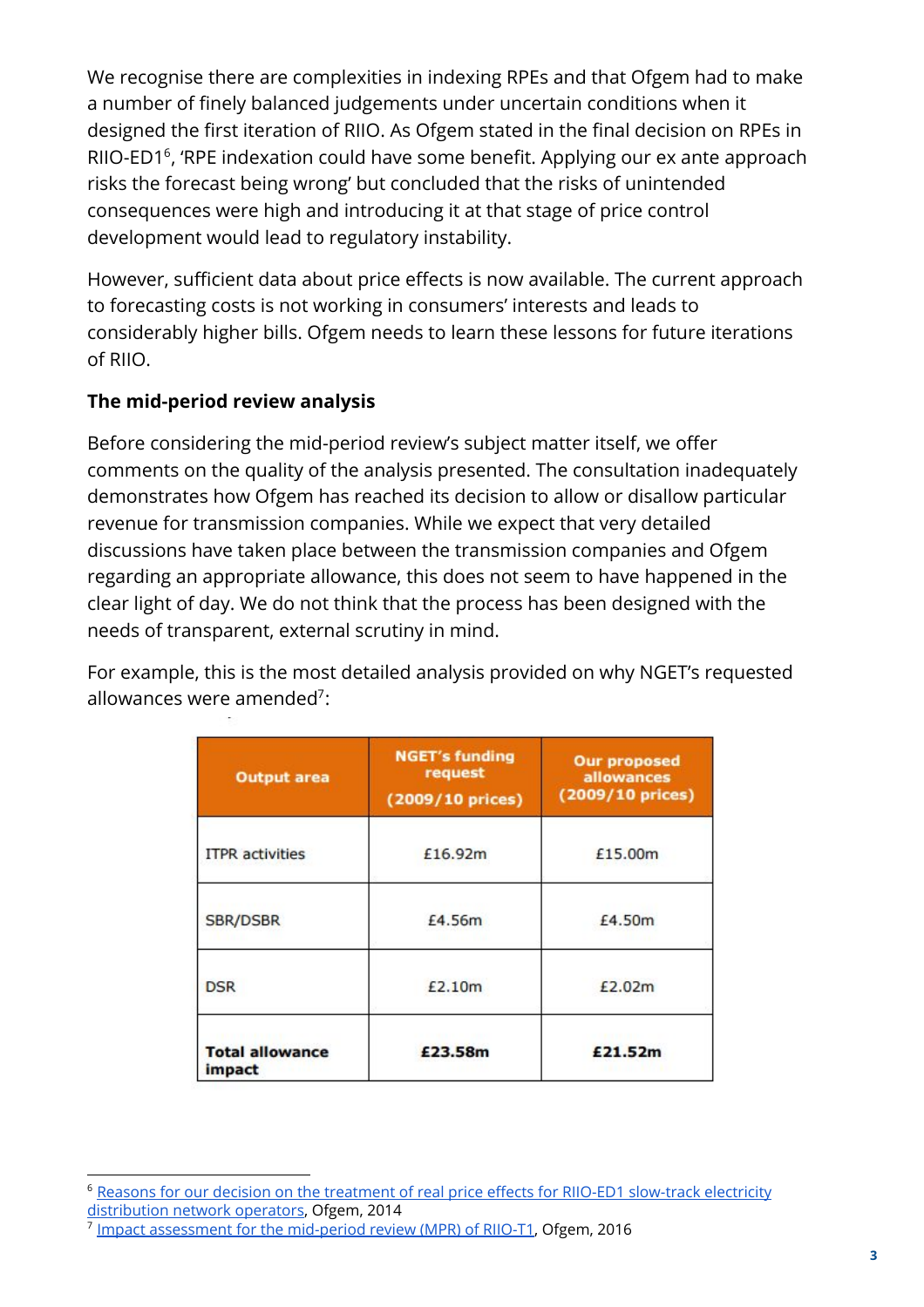We recognise there are complexities in indexing RPEs and that Ofgem had to make a number of finely balanced judgements under uncertain conditions when it designed the first iteration of RIIO. As Ofgem stated in the final decision on RPEs in RIIO-ED1[6], 'RPE indexation could have some benefit. Applying our ex ante approach risks the forecast being wrong' but concluded that the risks of unintended consequences were high and introducing it at that stage of price control development would lead to regulatory instability.

However, sufficient data about price effects is now available. The current approach to forecasting costs is not working in consumers' interests and leads to considerably higher bills. Ofgem needs to learn these lessons for future iterations of RIIO.

**The mid-period review analysis**

Before considering the mid-period review's subject matter itself, we offer comments on the quality of the analysis presented. The consultation inadequately demonstrates how Ofgem has reached its decision to allow or disallow particular revenue for transmission companies. While we expect that very detailed discussions have taken place between the transmission companies and Ofgem regarding an appropriate allowance, this does not seem to have happened in the clear light of day. We do not think that the process has been designed with the needs of transparent, external scrutiny in mind.

For example, this is the most detailed analysis provided on why NGET's requested allowances were amended[7]:

| Output area | NGET's funding request (2009/10 prices) | Our proposed allowances (2009/10 prices) |
|---|---|---|
| ITPR activities | £16.92m | £15.00m |
| SBR/DSBR | £4.56m | £4.50m |
| DSR | £2.10m | £2.02m |
| **Total allowance impact** | **£23.58m** | **£21.52m** |

[6] Reasons for our decision on the treatment of real price effects for RIIO-ED1 slow-track electricity distribution network operators, Ofgem, 2014

[7] Impact assessment for the mid-period review (MPR) of RIIO-T1, Ofgem, 2016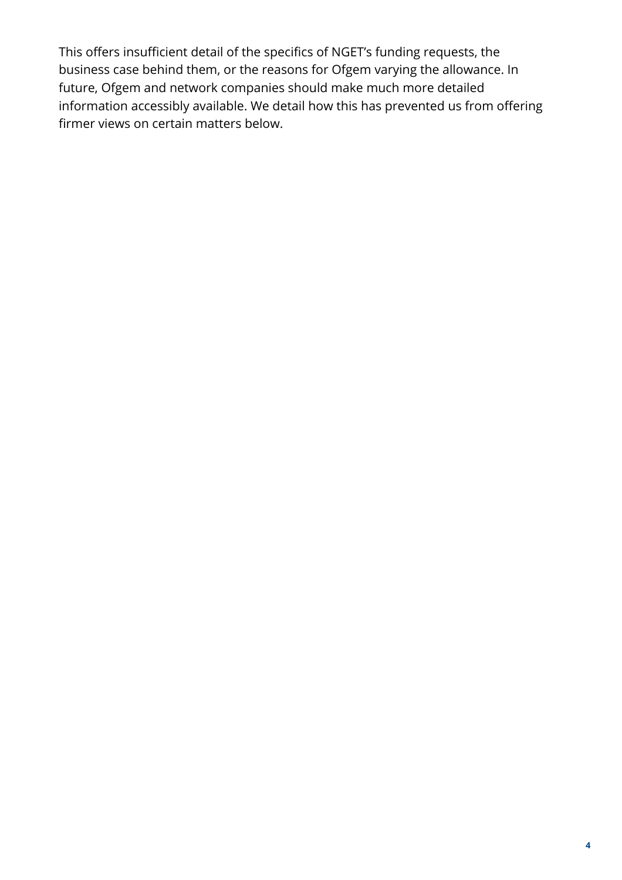This offers insufficient detail of the specifics of NGET's funding requests, the business case behind them, or the reasons for Ofgem varying the allowance. In future, Ofgem and network companies should make much more detailed information accessibly available. We detail how this has prevented us from offering firmer views on certain matters below.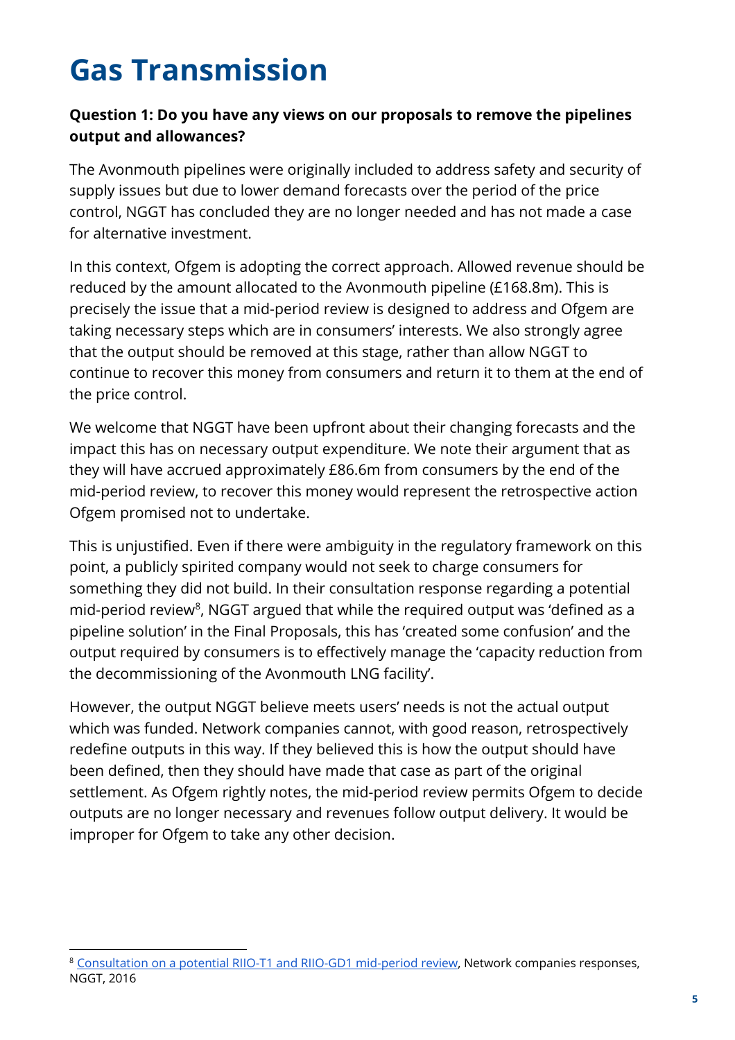# Gas Transmission

**Question 1: Do you have any views on our proposals to remove the pipelines output and allowances?**

The Avonmouth pipelines were originally included to address safety and security of supply issues but due to lower demand forecasts over the period of the price control, NGGT has concluded they are no longer needed and has not made a case for alternative investment.

In this context, Ofgem is adopting the correct approach. Allowed revenue should be reduced by the amount allocated to the Avonmouth pipeline (£168.8m). This is precisely the issue that a mid-period review is designed to address and Ofgem are taking necessary steps which are in consumers' interests. We also strongly agree that the output should be removed at this stage, rather than allow NGGT to continue to recover this money from consumers and return it to them at the end of the price control.

We welcome that NGGT have been upfront about their changing forecasts and the impact this has on necessary output expenditure. We note their argument that as they will have accrued approximately £86.6m from consumers by the end of the mid-period review, to recover this money would represent the retrospective action Ofgem promised not to undertake.

This is unjustified. Even if there were ambiguity in the regulatory framework on this point, a publicly spirited company would not seek to charge consumers for something they did not build. In their consultation response regarding a potential mid-period review[8], NGGT argued that while the required output was 'defined as a pipeline solution' in the Final Proposals, this has 'created some confusion' and the output required by consumers is to effectively manage the 'capacity reduction from the decommissioning of the Avonmouth LNG facility'.

However, the output NGGT believe meets users' needs is not the actual output which was funded. Network companies cannot, with good reason, retrospectively redefine outputs in this way. If they believed this is how the output should have been defined, then they should have made that case as part of the original settlement. As Ofgem rightly notes, the mid-period review permits Ofgem to decide outputs are no longer necessary and revenues follow output delivery. It would be improper for Ofgem to take any other decision.

[8] Consultation on a potential RIIO-T1 and RIIO-GD1 mid-period review, Network companies responses, NGGT, 2016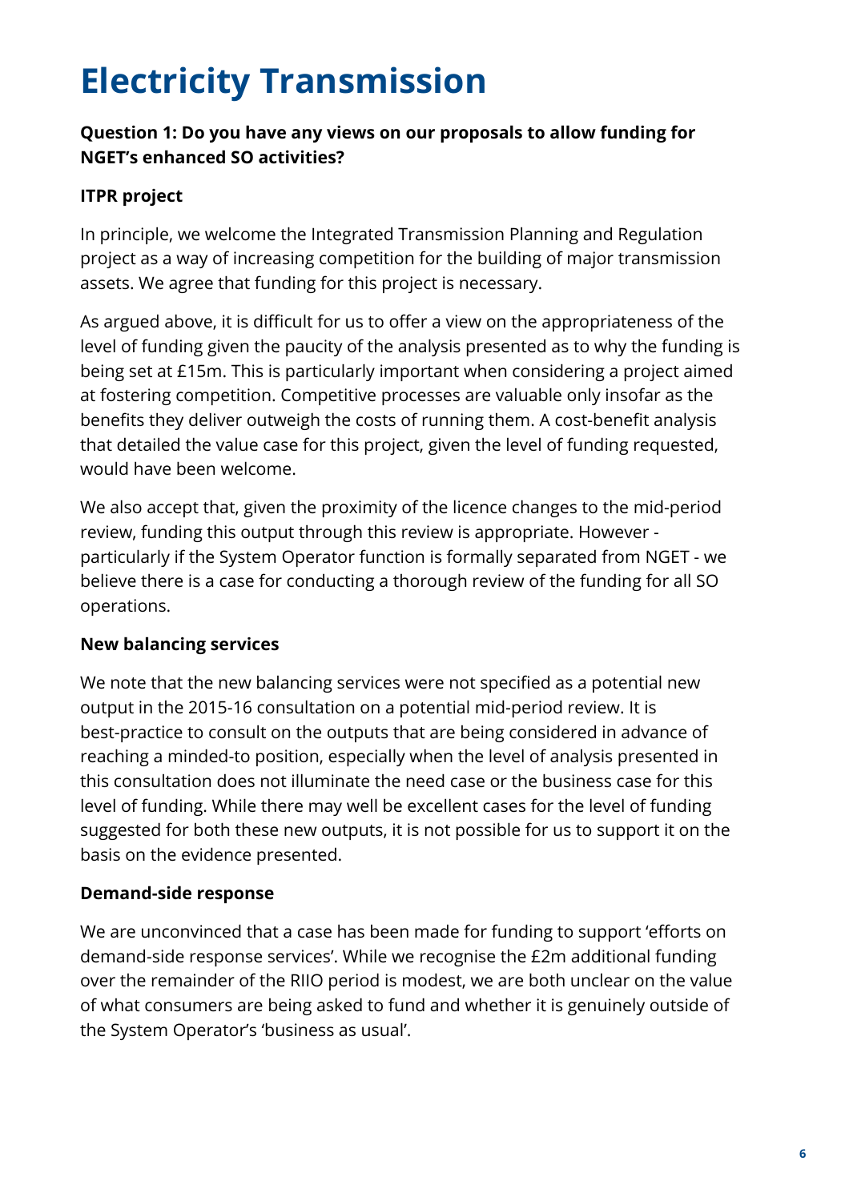# Electricity Transmission

**Question 1: Do you have any views on our proposals to allow funding for NGET's enhanced SO activities?**

**ITPR project**

In principle, we welcome the Integrated Transmission Planning and Regulation project as a way of increasing competition for the building of major transmission assets. We agree that funding for this project is necessary.

As argued above, it is difficult for us to offer a view on the appropriateness of the level of funding given the paucity of the analysis presented as to why the funding is being set at £15m. This is particularly important when considering a project aimed at fostering competition. Competitive processes are valuable only insofar as the benefits they deliver outweigh the costs of running them. A cost-benefit analysis that detailed the value case for this project, given the level of funding requested, would have been welcome.

We also accept that, given the proximity of the licence changes to the mid-period review, funding this output through this review is appropriate. However - particularly if the System Operator function is formally separated from NGET - we believe there is a case for conducting a thorough review of the funding for all SO operations.

**New balancing services**

We note that the new balancing services were not specified as a potential new output in the 2015-16 consultation on a potential mid-period review. It is best-practice to consult on the outputs that are being considered in advance of reaching a minded-to position, especially when the level of analysis presented in this consultation does not illuminate the need case or the business case for this level of funding. While there may well be excellent cases for the level of funding suggested for both these new outputs, it is not possible for us to support it on the basis on the evidence presented.

**Demand-side response**

We are unconvinced that a case has been made for funding to support 'efforts on demand-side response services'. While we recognise the £2m additional funding over the remainder of the RIIO period is modest, we are both unclear on the value of what consumers are being asked to fund and whether it is genuinely outside of the System Operator's 'business as usual'.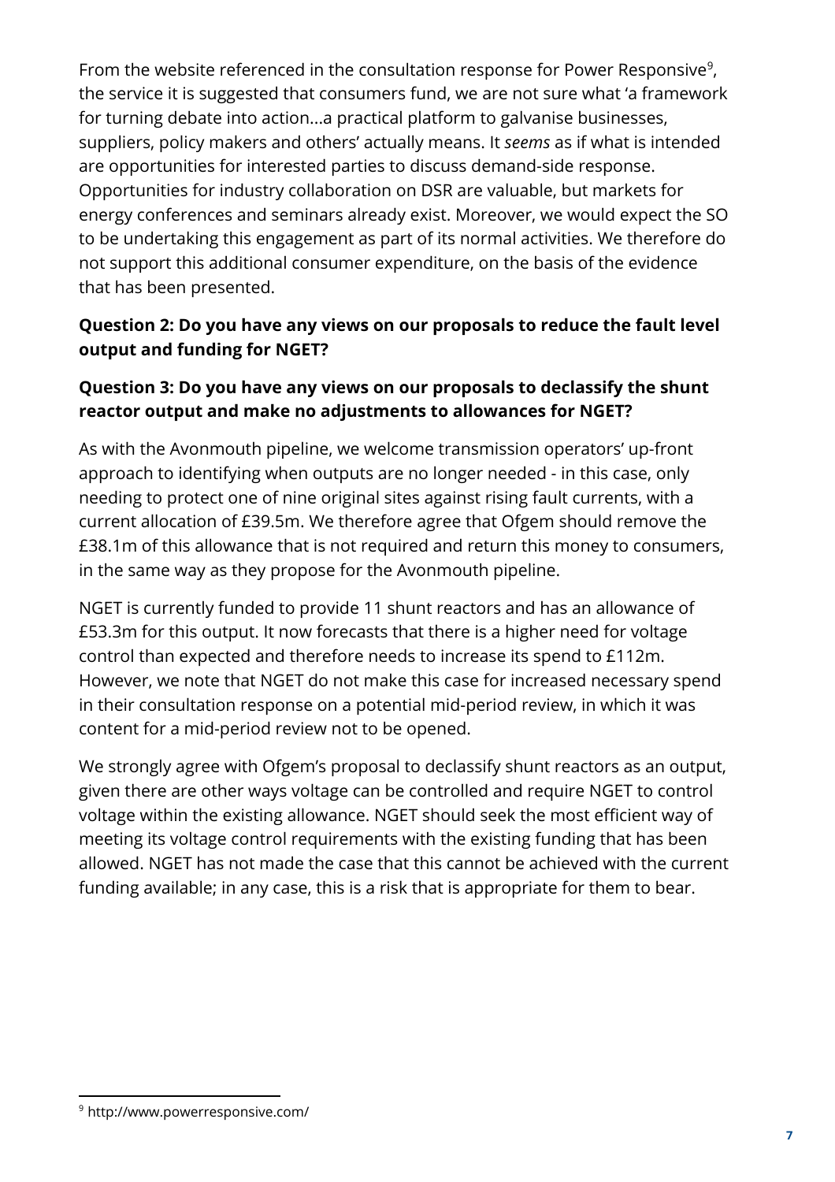From the website referenced in the consultation response for Power Responsive[9], the service it is suggested that consumers fund, we are not sure what 'a framework for turning debate into action...a practical platform to galvanise businesses, suppliers, policy makers and others' actually means. It *seems* as if what is intended are opportunities for interested parties to discuss demand-side response. Opportunities for industry collaboration on DSR are valuable, but markets for energy conferences and seminars already exist. Moreover, we would expect the SO to be undertaking this engagement as part of its normal activities. We therefore do not support this additional consumer expenditure, on the basis of the evidence that has been presented.

**Question 2: Do you have any views on our proposals to reduce the fault level output and funding for NGET?**

**Question 3: Do you have any views on our proposals to declassify the shunt reactor output and make no adjustments to allowances for NGET?**

As with the Avonmouth pipeline, we welcome transmission operators' up-front approach to identifying when outputs are no longer needed - in this case, only needing to protect one of nine original sites against rising fault currents, with a current allocation of £39.5m. We therefore agree that Ofgem should remove the £38.1m of this allowance that is not required and return this money to consumers, in the same way as they propose for the Avonmouth pipeline.

NGET is currently funded to provide 11 shunt reactors and has an allowance of £53.3m for this output. It now forecasts that there is a higher need for voltage control than expected and therefore needs to increase its spend to £112m. However, we note that NGET do not make this case for increased necessary spend in their consultation response on a potential mid-period review, in which it was content for a mid-period review not to be opened.

We strongly agree with Ofgem's proposal to declassify shunt reactors as an output, given there are other ways voltage can be controlled and require NGET to control voltage within the existing allowance. NGET should seek the most efficient way of meeting its voltage control requirements with the existing funding that has been allowed. NGET has not made the case that this cannot be achieved with the current funding available; in any case, this is a risk that is appropriate for them to bear.

[9] http://www.powerresponsive.com/